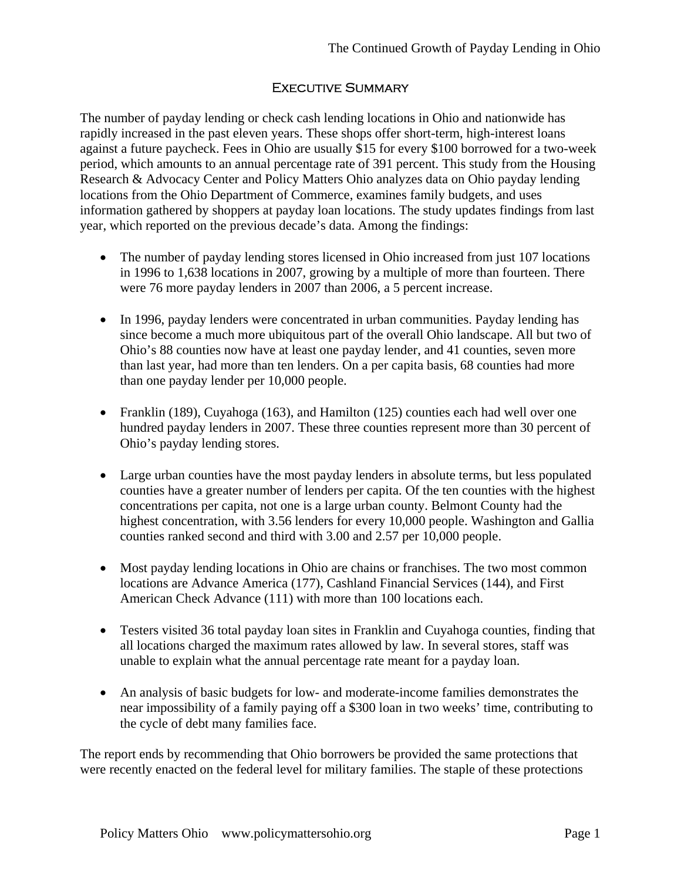## Executive Summary

The number of payday lending or check cash lending locations in Ohio and nationwide has rapidly increased in the past eleven years. These shops offer short-term, high-interest loans against a future paycheck. Fees in Ohio are usually $15 for every $100 borrowed for a two-week period, which amounts to an annual percentage rate of 391 percent. This study from the Housing Research & Advocacy Center and Policy Matters Ohio analyzes data on Ohio payday lending locations from the Ohio Department of Commerce, examines family budgets, and uses information gathered by shoppers at payday loan locations. The study updates findings from last year, which reported on the previous decade's data. Among the findings:

- The number of payday lending stores licensed in Ohio increased from just 107 locations in 1996 to 1,638 locations in 2007, growing by a multiple of more than fourteen. There were 76 more payday lenders in 2007 than 2006, a 5 percent increase.

- In 1996, payday lenders were concentrated in urban communities. Payday lending has since become a much more ubiquitous part of the overall Ohio landscape. All but two of Ohio's 88 counties now have at least one payday lender, and 41 counties, seven more than last year, had more than ten lenders. On a per capita basis, 68 counties had more than one payday lender per 10,000 people.

- Franklin (189), Cuyahoga (163), and Hamilton (125) counties each had well over one hundred payday lenders in 2007. These three counties represent more than 30 percent of Ohio's payday lending stores.

- Large urban counties have the most payday lenders in absolute terms, but less populated counties have a greater number of lenders per capita. Of the ten counties with the highest concentrations per capita, not one is a large urban county. Belmont County had the highest concentration, with 3.56 lenders for every 10,000 people. Washington and Gallia counties ranked second and third with 3.00 and 2.57 per 10,000 people.

- Most payday lending locations in Ohio are chains or franchises. The two most common locations are Advance America (177), Cashland Financial Services (144), and First American Check Advance (111) with more than 100 locations each.

- Testers visited 36 total payday loan sites in Franklin and Cuyahoga counties, finding that all locations charged the maximum rates allowed by law. In several stores, staff was unable to explain what the annual percentage rate meant for a payday loan.

- An analysis of basic budgets for low- and moderate-income families demonstrates the near impossibility of a family paying off a $300 loan in two weeks' time, contributing to the cycle of debt many families face.

The report ends by recommending that Ohio borrowers be provided the same protections that were recently enacted on the federal level for military families. The staple of these protections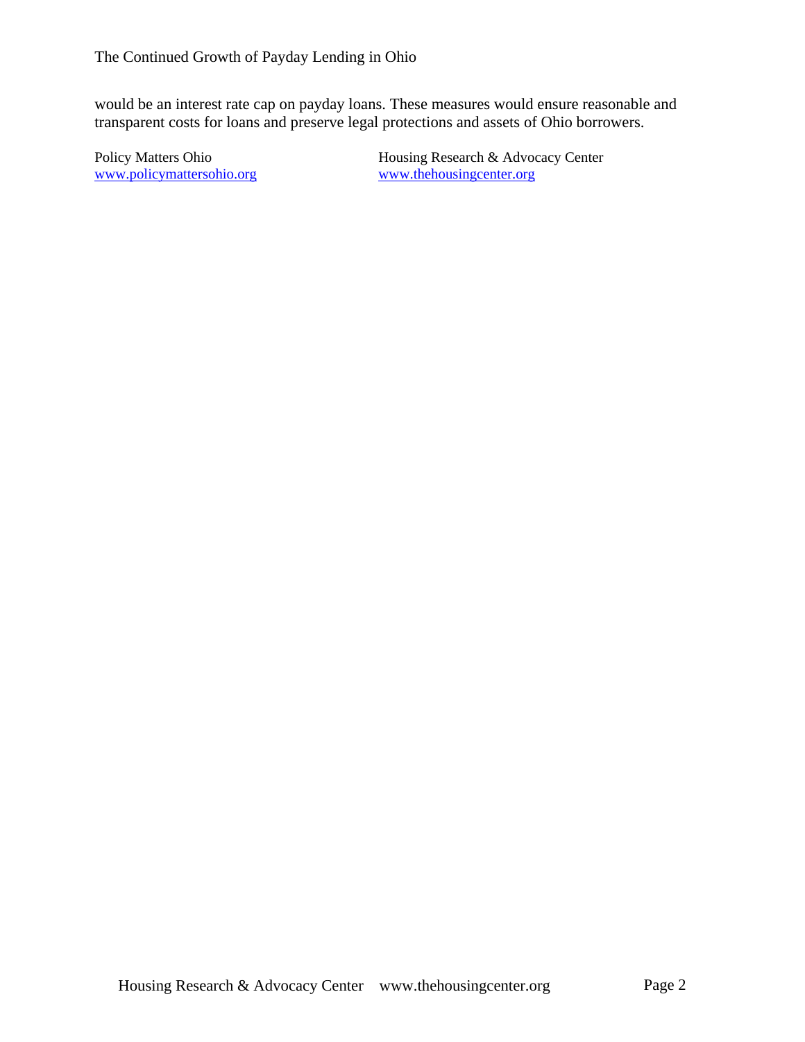would be an interest rate cap on payday loans. These measures would ensure reasonable and transparent costs for loans and preserve legal protections and assets of Ohio borrowers.

| | |
|---|---|
| Policy Matters Ohio | Housing Research & Advocacy Center |
| www.policymattersohio.org | www.thehousingcenter.org |